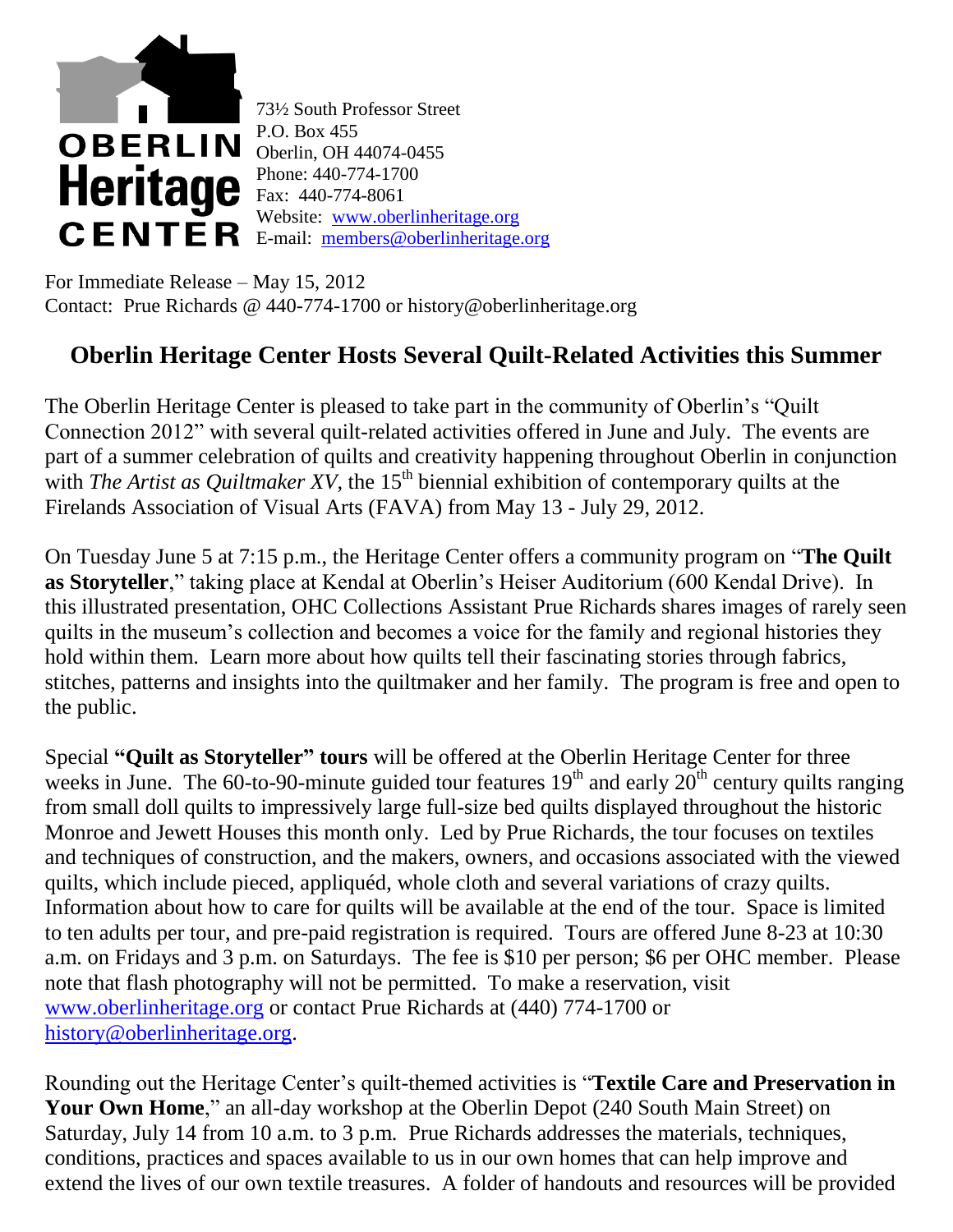**OBERLIN Heritage CENTER**

73½ South Professor Street
P.O. Box 455
Oberlin, OH 44074-0455
Phone: 440-774-1700
Fax: 440-774-8061
Website: [www.oberlinheritage.org](http://www.oberlinheritage.org)
E-mail: [members@oberlinheritage.org](mailto:members@oberlinheritage.org)

For Immediate Release – May 15, 2012
Contact: Prue Richards @ 440-774-1700 or history@oberlinheritage.org

## Oberlin Heritage Center Hosts Several Quilt-Related Activities this Summer

The Oberlin Heritage Center is pleased to take part in the community of Oberlin's "Quilt Connection 2012" with several quilt-related activities offered in June and July. The events are part of a summer celebration of quilts and creativity happening throughout Oberlin in conjunction with *The Artist as Quiltmaker XV*, the 15th biennial exhibition of contemporary quilts at the Firelands Association of Visual Arts (FAVA) from May 13 - July 29, 2012.

On Tuesday June 5 at 7:15 p.m., the Heritage Center offers a community program on "**The Quilt as Storyteller**," taking place at Kendal at Oberlin's Heiser Auditorium (600 Kendal Drive). In this illustrated presentation, OHC Collections Assistant Prue Richards shares images of rarely seen quilts in the museum's collection and becomes a voice for the family and regional histories they hold within them. Learn more about how quilts tell their fascinating stories through fabrics, stitches, patterns and insights into the quiltmaker and her family. The program is free and open to the public.

Special **"Quilt as Storyteller" tours** will be offered at the Oberlin Heritage Center for three weeks in June. The 60-to-90-minute guided tour features 19th and early 20th century quilts ranging from small doll quilts to impressively large full-size bed quilts displayed throughout the historic Monroe and Jewett Houses this month only. Led by Prue Richards, the tour focuses on textiles and techniques of construction, and the makers, owners, and occasions associated with the viewed quilts, which include pieced, appliquéd, whole cloth and several variations of crazy quilts. Information about how to care for quilts will be available at the end of the tour. Space is limited to ten adults per tour, and pre-paid registration is required. Tours are offered June 8-23 at 10:30 a.m. on Fridays and 3 p.m. on Saturdays. The fee is $10 per person; $6 per OHC member. Please note that flash photography will not be permitted. To make a reservation, visit [www.oberlinheritage.org](http://www.oberlinheritage.org) or contact Prue Richards at (440) 774-1700 or [history@oberlinheritage.org](mailto:history@oberlinheritage.org).

Rounding out the Heritage Center's quilt-themed activities is "**Textile Care and Preservation in Your Own Home**," an all-day workshop at the Oberlin Depot (240 South Main Street) on Saturday, July 14 from 10 a.m. to 3 p.m. Prue Richards addresses the materials, techniques, conditions, practices and spaces available to us in our own homes that can help improve and extend the lives of our own textile treasures. A folder of handouts and resources will be provided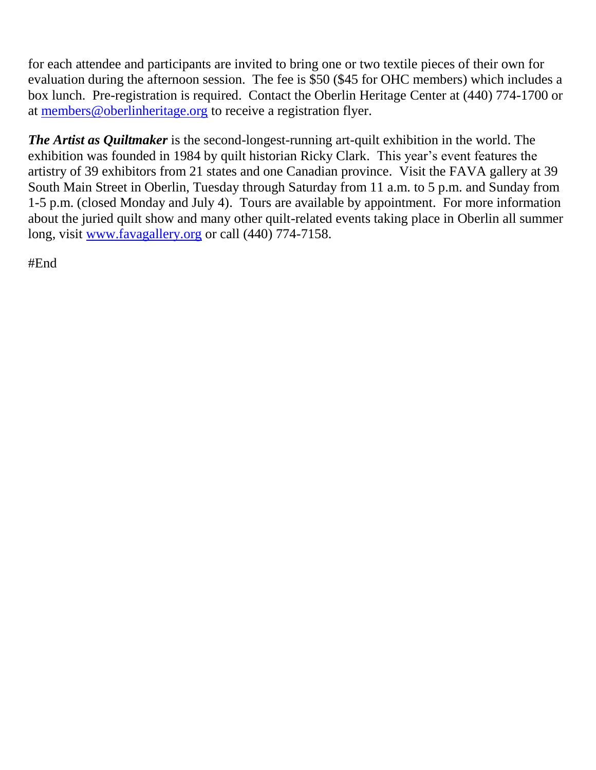for each attendee and participants are invited to bring one or two textile pieces of their own for evaluation during the afternoon session. The fee is $50 ($45 for OHC members) which includes a box lunch. Pre-registration is required. Contact the Oberlin Heritage Center at (440) 774-1700 or at [members@oberlinheritage.org](mailto:members@oberlinheritage.org) to receive a registration flyer.

***The Artist as Quiltmaker*** is the second-longest-running art-quilt exhibition in the world. The exhibition was founded in 1984 by quilt historian Ricky Clark. This year's event features the artistry of 39 exhibitors from 21 states and one Canadian province. Visit the FAVA gallery at 39 South Main Street in Oberlin, Tuesday through Saturday from 11 a.m. to 5 p.m. and Sunday from 1-5 p.m. (closed Monday and July 4). Tours are available by appointment. For more information about the juried quilt show and many other quilt-related events taking place in Oberlin all summer long, visit [www.favagallery.org](http://www.favagallery.org) or call (440) 774-7158.

#End